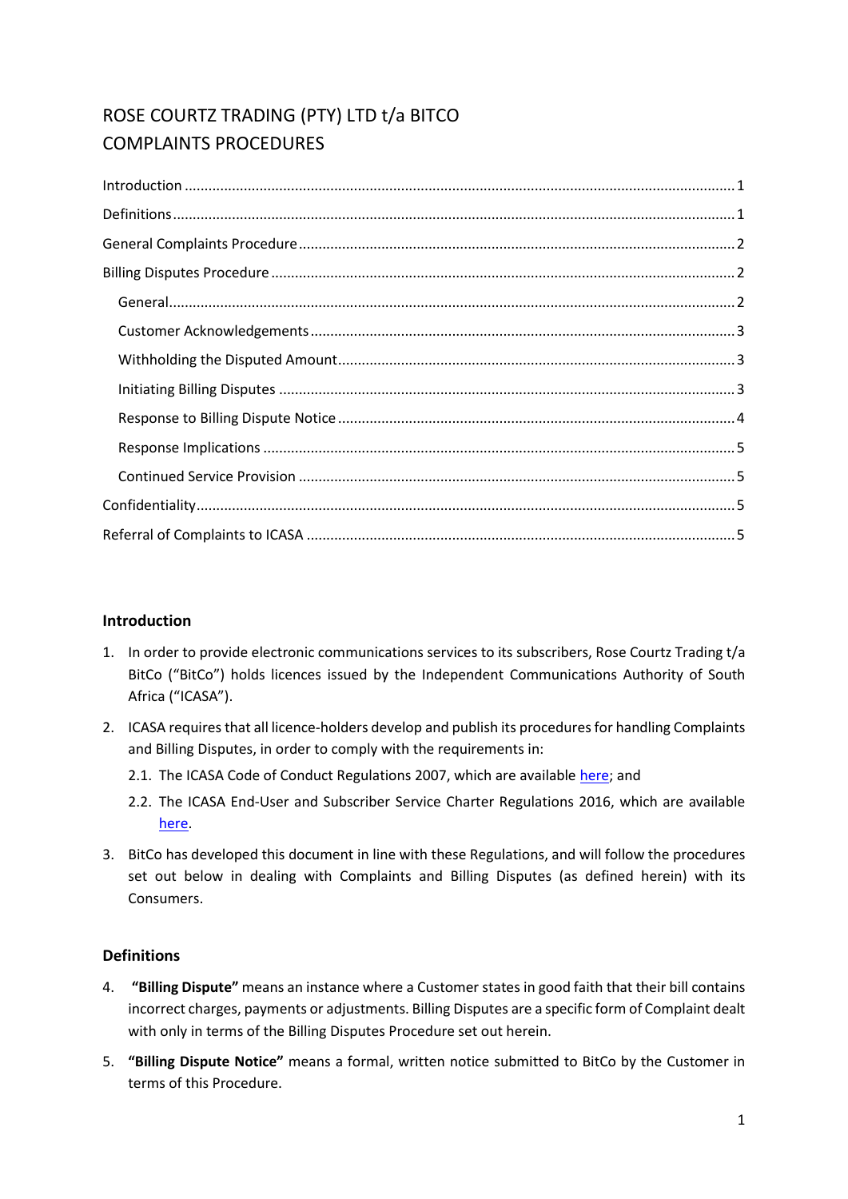# ROSE COURTZ TRADING (PTY) LTD t/a BITCO
# COMPLAINTS PROCEDURES

- Introduction ..... 1
- Definitions ..... 1
- General Complaints Procedure ..... 2
- Billing Disputes Procedure ..... 2
  - General ..... 2
  - Customer Acknowledgements ..... 3
  - Withholding the Disputed Amount ..... 3
  - Initiating Billing Disputes ..... 3
  - Response to Billing Dispute Notice ..... 4
  - Response Implications ..... 5
  - Continued Service Provision ..... 5
- Confidentiality ..... 5
- Referral of Complaints to ICASA ..... 5

## Introduction

1. In order to provide electronic communications services to its subscribers, Rose Courtz Trading t/a BitCo ("BitCo") holds licences issued by the Independent Communications Authority of South Africa ("ICASA").

2. ICASA requires that all licence-holders develop and publish its procedures for handling Complaints and Billing Disputes, in order to comply with the requirements in:

   2.1. The ICASA Code of Conduct Regulations 2007, which are available here; and

   2.2. The ICASA End-User and Subscriber Service Charter Regulations 2016, which are available here.

3. BitCo has developed this document in line with these Regulations, and will follow the procedures set out below in dealing with Complaints and Billing Disputes (as defined herein) with its Consumers.

## Definitions

4. **"Billing Dispute"** means an instance where a Customer states in good faith that their bill contains incorrect charges, payments or adjustments. Billing Disputes are a specific form of Complaint dealt with only in terms of the Billing Disputes Procedure set out herein.

5. **"Billing Dispute Notice"** means a formal, written notice submitted to BitCo by the Customer in terms of this Procedure.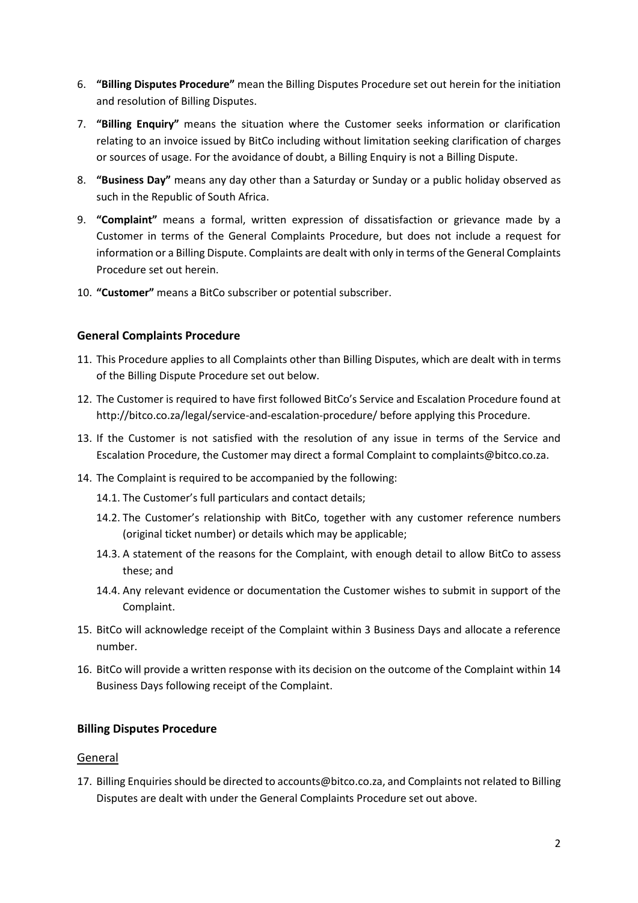6. **"Billing Disputes Procedure"** mean the Billing Disputes Procedure set out herein for the initiation and resolution of Billing Disputes.
7. **"Billing Enquiry"** means the situation where the Customer seeks information or clarification relating to an invoice issued by BitCo including without limitation seeking clarification of charges or sources of usage. For the avoidance of doubt, a Billing Enquiry is not a Billing Dispute.
8. **"Business Day"** means any day other than a Saturday or Sunday or a public holiday observed as such in the Republic of South Africa.
9. **"Complaint"** means a formal, written expression of dissatisfaction or grievance made by a Customer in terms of the General Complaints Procedure, but does not include a request for information or a Billing Dispute. Complaints are dealt with only in terms of the General Complaints Procedure set out herein.
10. **"Customer"** means a BitCo subscriber or potential subscriber.

### General Complaints Procedure

11. This Procedure applies to all Complaints other than Billing Disputes, which are dealt with in terms of the Billing Dispute Procedure set out below.
12. The Customer is required to have first followed BitCo's Service and Escalation Procedure found at http://bitco.co.za/legal/service-and-escalation-procedure/ before applying this Procedure.
13. If the Customer is not satisfied with the resolution of any issue in terms of the Service and Escalation Procedure, the Customer may direct a formal Complaint to complaints@bitco.co.za.
14. The Complaint is required to be accompanied by the following:
    - 14.1. The Customer's full particulars and contact details;
    - 14.2. The Customer's relationship with BitCo, together with any customer reference numbers (original ticket number) or details which may be applicable;
    - 14.3. A statement of the reasons for the Complaint, with enough detail to allow BitCo to assess these; and
    - 14.4. Any relevant evidence or documentation the Customer wishes to submit in support of the Complaint.
15. BitCo will acknowledge receipt of the Complaint within 3 Business Days and allocate a reference number.
16. BitCo will provide a written response with its decision on the outcome of the Complaint within 14 Business Days following receipt of the Complaint.

### Billing Disputes Procedure

#### General

17. Billing Enquiries should be directed to accounts@bitco.co.za, and Complaints not related to Billing Disputes are dealt with under the General Complaints Procedure set out above.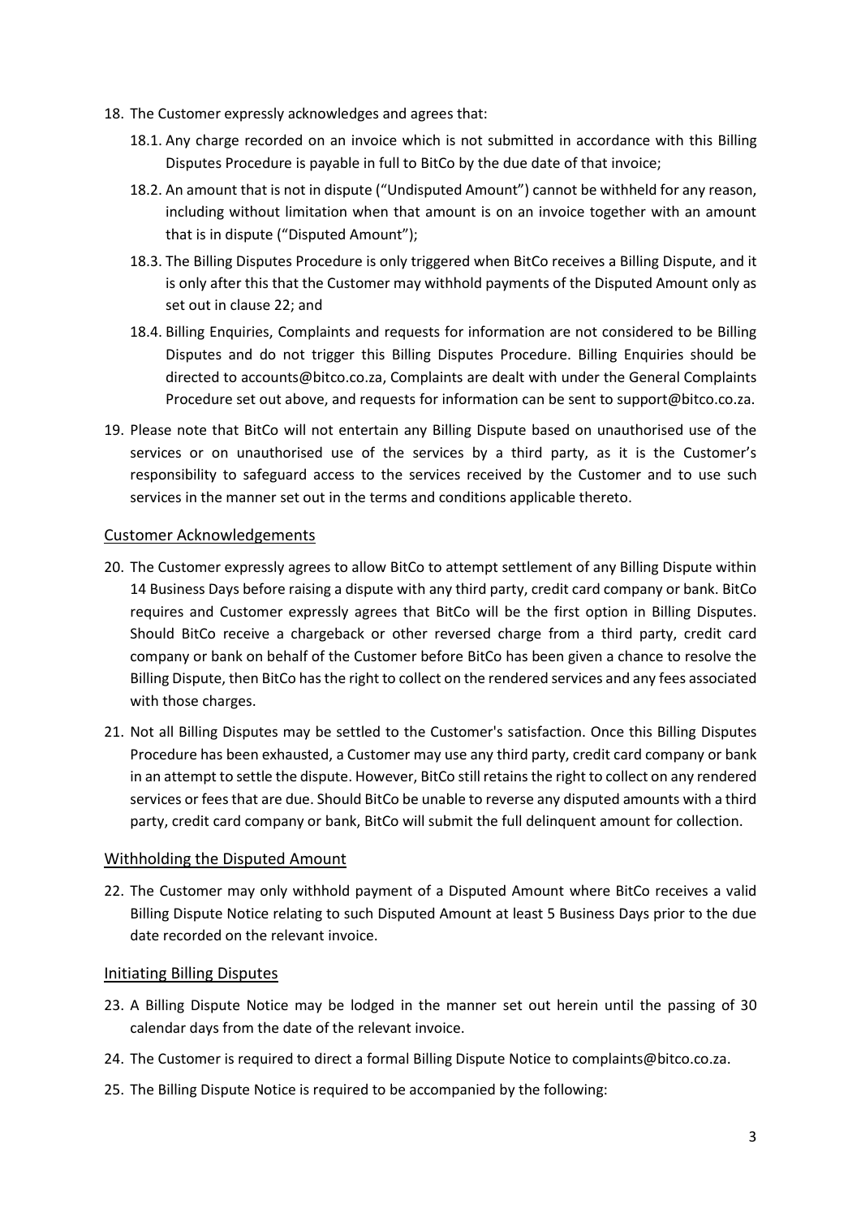18. The Customer expressly acknowledges and agrees that:
    18.1. Any charge recorded on an invoice which is not submitted in accordance with this Billing Disputes Procedure is payable in full to BitCo by the due date of that invoice;
    18.2. An amount that is not in dispute ("Undisputed Amount") cannot be withheld for any reason, including without limitation when that amount is on an invoice together with an amount that is in dispute ("Disputed Amount");
    18.3. The Billing Disputes Procedure is only triggered when BitCo receives a Billing Dispute, and it is only after this that the Customer may withhold payments of the Disputed Amount only as set out in clause 22; and
    18.4. Billing Enquiries, Complaints and requests for information are not considered to be Billing Disputes and do not trigger this Billing Disputes Procedure. Billing Enquiries should be directed to accounts@bitco.co.za, Complaints are dealt with under the General Complaints Procedure set out above, and requests for information can be sent to support@bitco.co.za.
19. Please note that BitCo will not entertain any Billing Dispute based on unauthorised use of the services or on unauthorised use of the services by a third party, as it is the Customer's responsibility to safeguard access to the services received by the Customer and to use such services in the manner set out in the terms and conditions applicable thereto.

## Customer Acknowledgements

20. The Customer expressly agrees to allow BitCo to attempt settlement of any Billing Dispute within 14 Business Days before raising a dispute with any third party, credit card company or bank. BitCo requires and Customer expressly agrees that BitCo will be the first option in Billing Disputes. Should BitCo receive a chargeback or other reversed charge from a third party, credit card company or bank on behalf of the Customer before BitCo has been given a chance to resolve the Billing Dispute, then BitCo has the right to collect on the rendered services and any fees associated with those charges.
21. Not all Billing Disputes may be settled to the Customer's satisfaction. Once this Billing Disputes Procedure has been exhausted, a Customer may use any third party, credit card company or bank in an attempt to settle the dispute. However, BitCo still retains the right to collect on any rendered services or fees that are due. Should BitCo be unable to reverse any disputed amounts with a third party, credit card company or bank, BitCo will submit the full delinquent amount for collection.

## Withholding the Disputed Amount

22. The Customer may only withhold payment of a Disputed Amount where BitCo receives a valid Billing Dispute Notice relating to such Disputed Amount at least 5 Business Days prior to the due date recorded on the relevant invoice.

## Initiating Billing Disputes

23. A Billing Dispute Notice may be lodged in the manner set out herein until the passing of 30 calendar days from the date of the relevant invoice.
24. The Customer is required to direct a formal Billing Dispute Notice to complaints@bitco.co.za.
25. The Billing Dispute Notice is required to be accompanied by the following: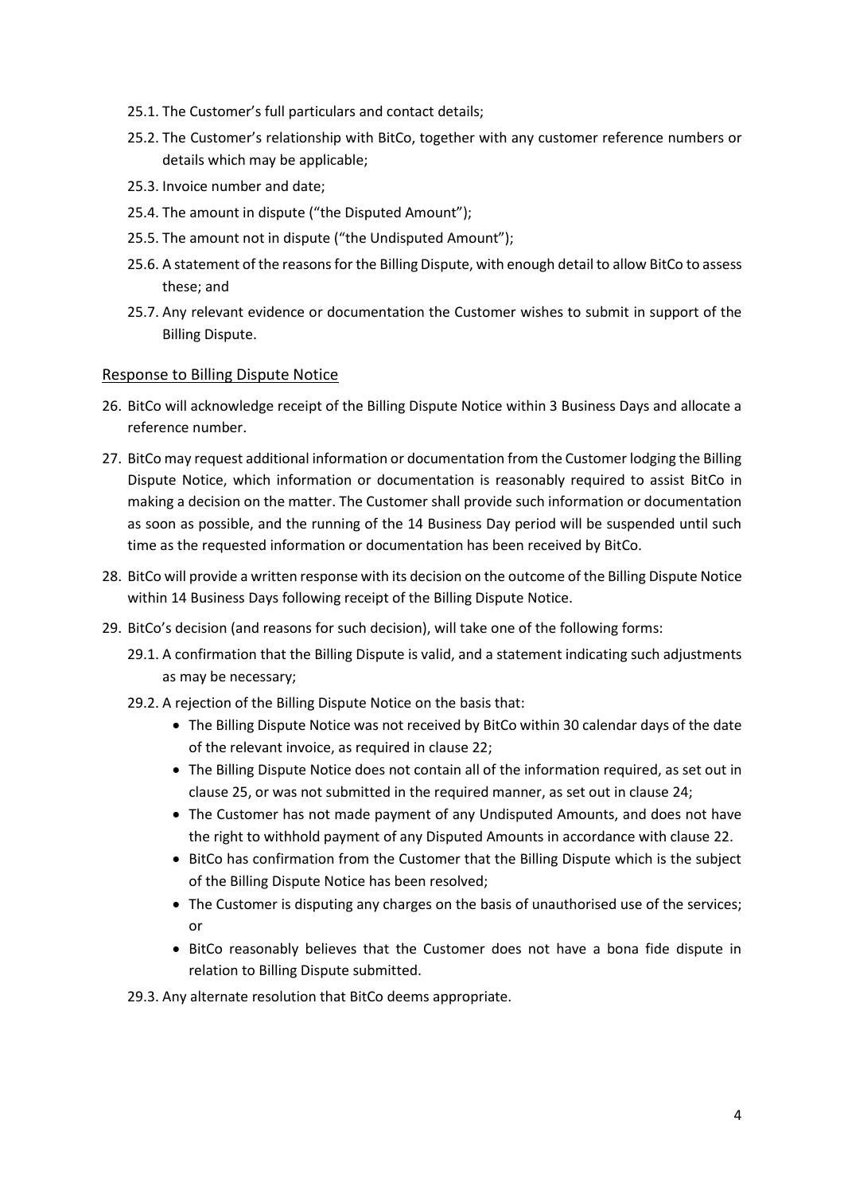25.1. The Customer's full particulars and contact details;

25.2. The Customer's relationship with BitCo, together with any customer reference numbers or details which may be applicable;

25.3. Invoice number and date;

25.4. The amount in dispute ("the Disputed Amount");

25.5. The amount not in dispute ("the Undisputed Amount");

25.6. A statement of the reasons for the Billing Dispute, with enough detail to allow BitCo to assess these; and

25.7. Any relevant evidence or documentation the Customer wishes to submit in support of the Billing Dispute.

## Response to Billing Dispute Notice

26. BitCo will acknowledge receipt of the Billing Dispute Notice within 3 Business Days and allocate a reference number.

27. BitCo may request additional information or documentation from the Customer lodging the Billing Dispute Notice, which information or documentation is reasonably required to assist BitCo in making a decision on the matter. The Customer shall provide such information or documentation as soon as possible, and the running of the 14 Business Day period will be suspended until such time as the requested information or documentation has been received by BitCo.

28. BitCo will provide a written response with its decision on the outcome of the Billing Dispute Notice within 14 Business Days following receipt of the Billing Dispute Notice.

29. BitCo's decision (and reasons for such decision), will take one of the following forms:

    29.1. A confirmation that the Billing Dispute is valid, and a statement indicating such adjustments as may be necessary;

    29.2. A rejection of the Billing Dispute Notice on the basis that:

    - The Billing Dispute Notice was not received by BitCo within 30 calendar days of the date of the relevant invoice, as required in clause 22;
    - The Billing Dispute Notice does not contain all of the information required, as set out in clause 25, or was not submitted in the required manner, as set out in clause 24;
    - The Customer has not made payment of any Undisputed Amounts, and does not have the right to withhold payment of any Disputed Amounts in accordance with clause 22.
    - BitCo has confirmation from the Customer that the Billing Dispute which is the subject of the Billing Dispute Notice has been resolved;
    - The Customer is disputing any charges on the basis of unauthorised use of the services; or
    - BitCo reasonably believes that the Customer does not have a bona fide dispute in relation to Billing Dispute submitted.

    29.3. Any alternate resolution that BitCo deems appropriate.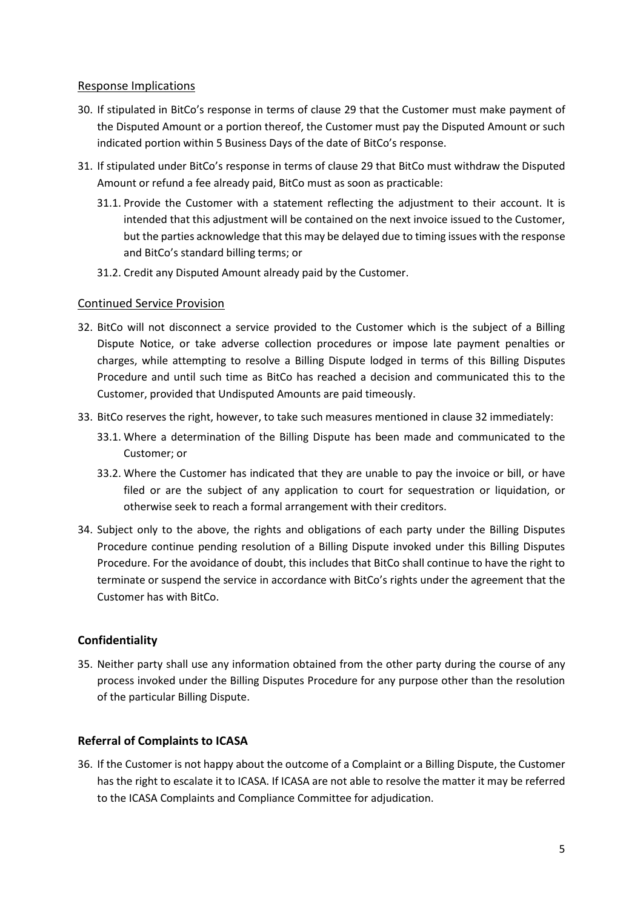### Response Implications

30. If stipulated in BitCo's response in terms of clause 29 that the Customer must make payment of the Disputed Amount or a portion thereof, the Customer must pay the Disputed Amount or such indicated portion within 5 Business Days of the date of BitCo's response.
31. If stipulated under BitCo's response in terms of clause 29 that BitCo must withdraw the Disputed Amount or refund a fee already paid, BitCo must as soon as practicable:
    - 31.1. Provide the Customer with a statement reflecting the adjustment to their account. It is intended that this adjustment will be contained on the next invoice issued to the Customer, but the parties acknowledge that this may be delayed due to timing issues with the response and BitCo's standard billing terms; or
    - 31.2. Credit any Disputed Amount already paid by the Customer.

### Continued Service Provision

32. BitCo will not disconnect a service provided to the Customer which is the subject of a Billing Dispute Notice, or take adverse collection procedures or impose late payment penalties or charges, while attempting to resolve a Billing Dispute lodged in terms of this Billing Disputes Procedure and until such time as BitCo has reached a decision and communicated this to the Customer, provided that Undisputed Amounts are paid timeously.
33. BitCo reserves the right, however, to take such measures mentioned in clause 32 immediately:
    - 33.1. Where a determination of the Billing Dispute has been made and communicated to the Customer; or
    - 33.2. Where the Customer has indicated that they are unable to pay the invoice or bill, or have filed or are the subject of any application to court for sequestration or liquidation, or otherwise seek to reach a formal arrangement with their creditors.
34. Subject only to the above, the rights and obligations of each party under the Billing Disputes Procedure continue pending resolution of a Billing Dispute invoked under this Billing Disputes Procedure. For the avoidance of doubt, this includes that BitCo shall continue to have the right to terminate or suspend the service in accordance with BitCo's rights under the agreement that the Customer has with BitCo.

## Confidentiality

35. Neither party shall use any information obtained from the other party during the course of any process invoked under the Billing Disputes Procedure for any purpose other than the resolution of the particular Billing Dispute.

## Referral of Complaints to ICASA

36. If the Customer is not happy about the outcome of a Complaint or a Billing Dispute, the Customer has the right to escalate it to ICASA. If ICASA are not able to resolve the matter it may be referred to the ICASA Complaints and Compliance Committee for adjudication.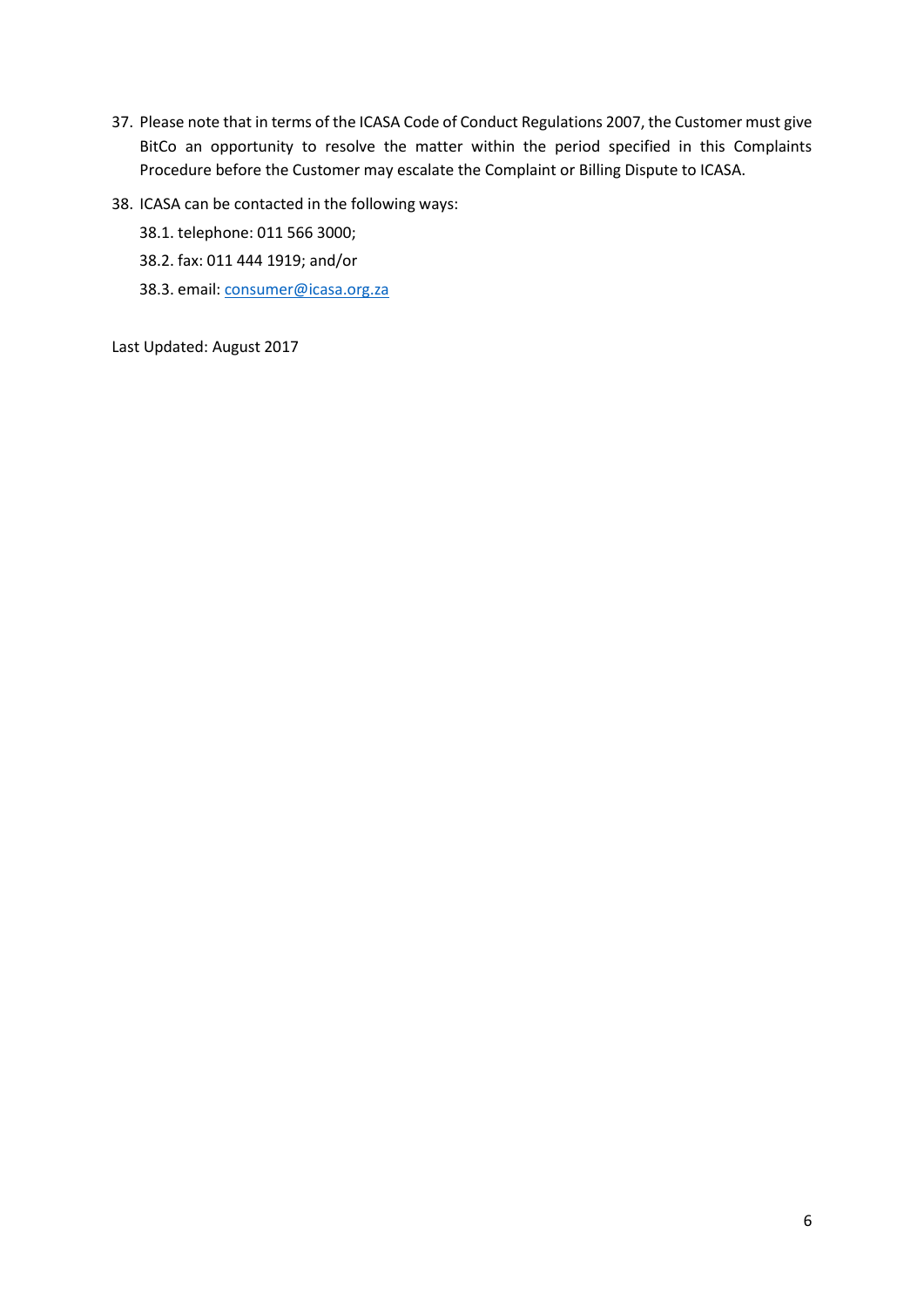37. Please note that in terms of the ICASA Code of Conduct Regulations 2007, the Customer must give BitCo an opportunity to resolve the matter within the period specified in this Complaints Procedure before the Customer may escalate the Complaint or Billing Dispute to ICASA.

38. ICASA can be contacted in the following ways:

    38.1. telephone: 011 566 3000;

    38.2. fax: 011 444 1919; and/or

    38.3. email: consumer@icasa.org.za

Last Updated: August 2017